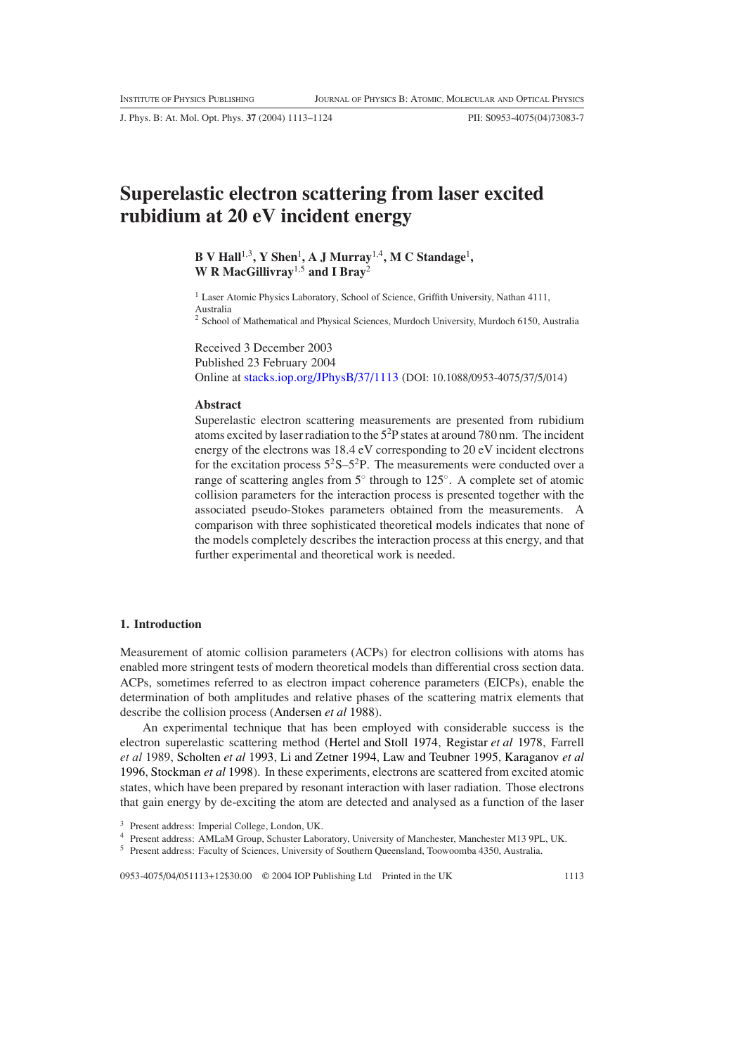# Superelastic electron scattering from laser excited rubidium at 20 eV incident energy

**B V Hall**[1,3], **Y Shen**[1], **A J Murray**[1,4], **M C Standage**[1], **W R MacGillivray**[1,5] **and I Bray**[2]

[1] Laser Atomic Physics Laboratory, School of Science, Griffith University, Nathan 4111, Australia

[2] School of Mathematical and Physical Sciences, Murdoch University, Murdoch 6150, Australia

Received 3 December 2003
Published 23 February 2004
Online at stacks.iop.org/JPhysB/37/1113 (DOI: 10.1088/0953-4075/37/5/014)

### Abstract

Superelastic electron scattering measurements are presented from rubidium atoms excited by laser radiation to the $5^2$P states at around 780 nm. The incident energy of the electrons was 18.4 eV corresponding to 20 eV incident electrons for the excitation process $5^2$S–$5^2$P. The measurements were conducted over a range of scattering angles from 5° through to 125°. A complete set of atomic collision parameters for the interaction process is presented together with the associated pseudo-Stokes parameters obtained from the measurements. A comparison with three sophisticated theoretical models indicates that none of the models completely describes the interaction process at this energy, and that further experimental and theoretical work is needed.

## 1. Introduction

Measurement of atomic collision parameters (ACPs) for electron collisions with atoms has enabled more stringent tests of modern theoretical models than differential cross section data. ACPs, sometimes referred to as electron impact coherence parameters (EICPs), enable the determination of both amplitudes and relative phases of the scattering matrix elements that describe the collision process (Andersen *et al* 1988).

An experimental technique that has been employed with considerable success is the electron superelastic scattering method (Hertel and Stoll 1974, Registar *et al* 1978, Farrell *et al* 1989, Scholten *et al* 1993, Li and Zetner 1994, Law and Teubner 1995, Karaganov *et al* 1996, Stockman *et al* 1998). In these experiments, electrons are scattered from excited atomic states, which have been prepared by resonant interaction with laser radiation. Those electrons that gain energy by de-exciting the atom are detected and analysed as a function of the laser

[3] Present address: Imperial College, London, UK.

[4] Present address: AMLaM Group, Schuster Laboratory, University of Manchester, Manchester M13 9PL, UK.

[5] Present address: Faculty of Sciences, University of Southern Queensland, Toowoomba 4350, Australia.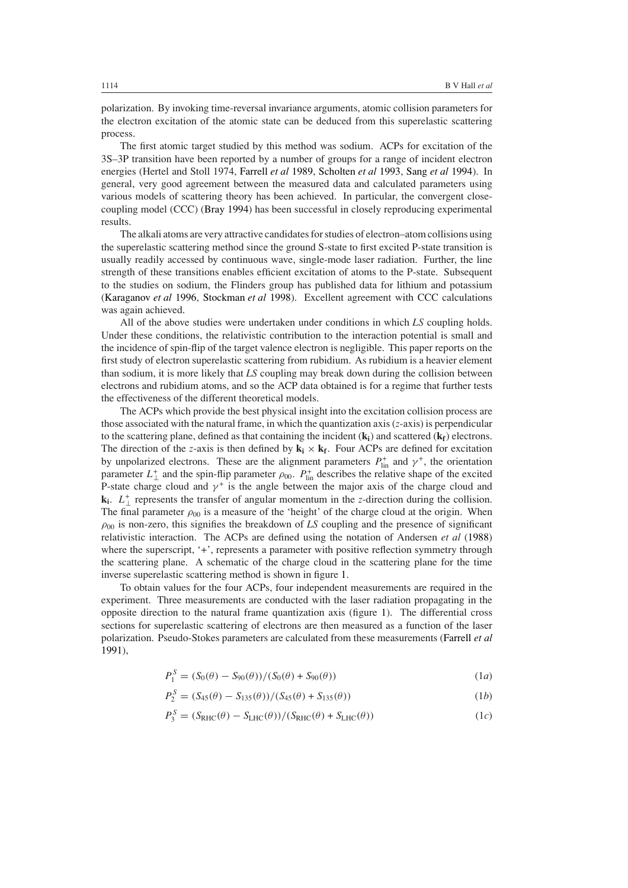polarization. By invoking time-reversal invariance arguments, atomic collision parameters for the electron excitation of the atomic state can be deduced from this superelastic scattering process.

The first atomic target studied by this method was sodium. ACPs for excitation of the 3S–3P transition have been reported by a number of groups for a range of incident electron energies (Hertel and Stoll 1974, Farrell *et al* 1989, Scholten *et al* 1993, Sang *et al* 1994). In general, very good agreement between the measured data and calculated parameters using various models of scattering theory has been achieved. In particular, the convergent close-coupling model (CCC) (Bray 1994) has been successful in closely reproducing experimental results.

The alkali atoms are very attractive candidates for studies of electron–atom collisions using the superelastic scattering method since the ground S-state to first excited P-state transition is usually readily accessed by continuous wave, single-mode laser radiation. Further, the line strength of these transitions enables efficient excitation of atoms to the P-state. Subsequent to the studies on sodium, the Flinders group has published data for lithium and potassium (Karaganov *et al* 1996, Stockman *et al* 1998). Excellent agreement with CCC calculations was again achieved.

All of the above studies were undertaken under conditions in which *LS* coupling holds. Under these conditions, the relativistic contribution to the interaction potential is small and the incidence of spin-flip of the target valence electron is negligible. This paper reports on the first study of electron superelastic scattering from rubidium. As rubidium is a heavier element than sodium, it is more likely that *LS* coupling may break down during the collision between electrons and rubidium atoms, and so the ACP data obtained is for a regime that further tests the effectiveness of the different theoretical models.

The ACPs which provide the best physical insight into the excitation collision process are those associated with the natural frame, in which the quantization axis ($z$-axis) is perpendicular to the scattering plane, defined as that containing the incident ($\mathbf{k_i}$) and scattered ($\mathbf{k_f}$) electrons. The direction of the $z$-axis is then defined by $\mathbf{k_i} \times \mathbf{k_f}$. Four ACPs are defined for excitation by unpolarized electrons. These are the alignment parameters $P_{\text{lin}}^{+}$ and $\gamma^{+}$, the orientation parameter $L_{\perp}^{+}$ and the spin-flip parameter $\rho_{00}$. $P_{\text{lin}}^{+}$ describes the relative shape of the excited P-state charge cloud and $\gamma^{+}$ is the angle between the major axis of the charge cloud and $\mathbf{k_i}$. $L_{\perp}^{+}$ represents the transfer of angular momentum in the $z$-direction during the collision. The final parameter $\rho_{00}$ is a measure of the 'height' of the charge cloud at the origin. When $\rho_{00}$ is non-zero, this signifies the breakdown of *LS* coupling and the presence of significant relativistic interaction. The ACPs are defined using the notation of Andersen *et al* (1988) where the superscript, '+', represents a parameter with positive reflection symmetry through the scattering plane. A schematic of the charge cloud in the scattering plane for the time inverse superelastic scattering method is shown in figure 1.

To obtain values for the four ACPs, four independent measurements are required in the experiment. Three measurements are conducted with the laser radiation propagating in the opposite direction to the natural frame quantization axis (figure 1). The differential cross sections for superelastic scattering of electrons are then measured as a function of the laser polarization. Pseudo-Stokes parameters are calculated from these measurements (Farrell *et al* 1991),

$$P_1^S = (S_0(\theta) - S_{90}(\theta))/(S_0(\theta) + S_{90}(\theta)) \tag{1a}$$

$$P_2^S = (S_{45}(\theta) - S_{135}(\theta))/(S_{45}(\theta) + S_{135}(\theta)) \tag{1b}$$

$$P_3^S = (S_{\text{RHC}}(\theta) - S_{\text{LHC}}(\theta))/(S_{\text{RHC}}(\theta) + S_{\text{LHC}}(\theta)) \tag{1c}$$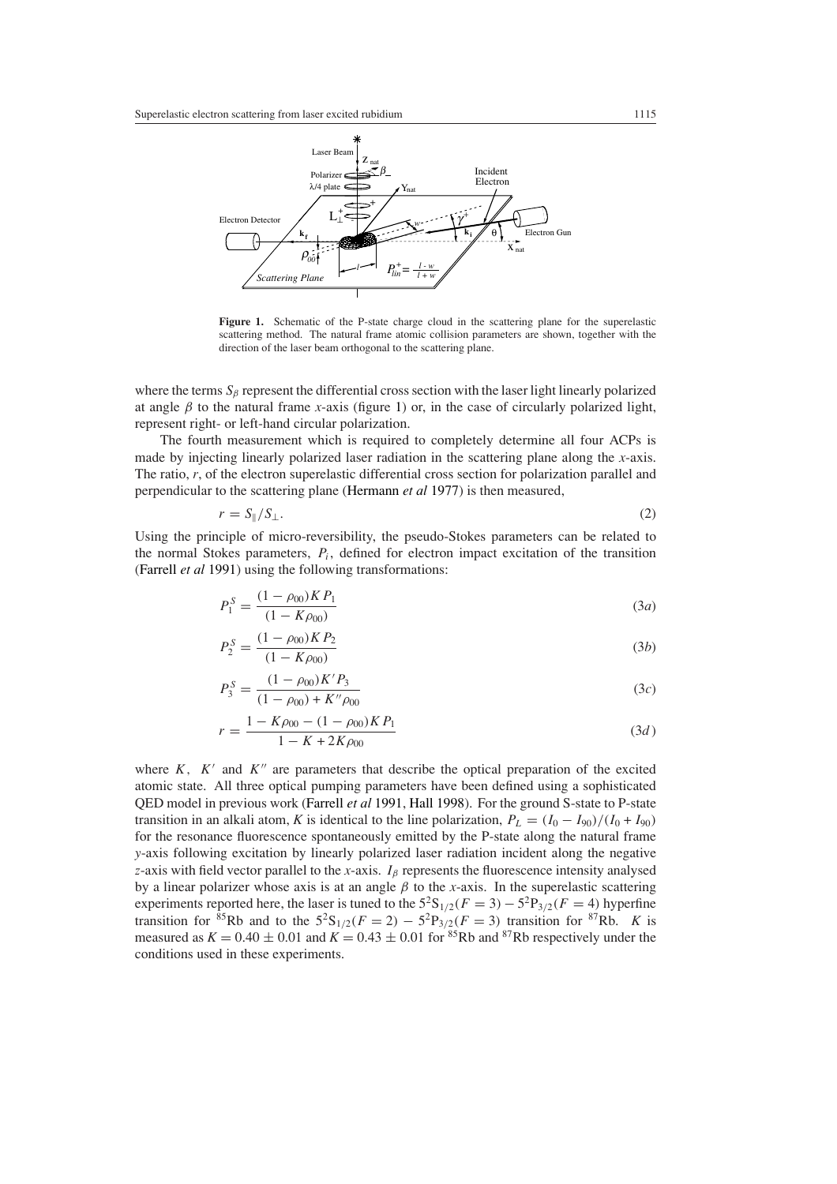**Figure 1.** Schematic of the P-state charge cloud in the scattering plane for the superelastic scattering method. The natural frame atomic collision parameters are shown, together with the direction of the laser beam orthogonal to the scattering plane.

where the terms $S_\beta$ represent the differential cross section with the laser light linearly polarized at angle $\beta$ to the natural frame $x$-axis (figure 1) or, in the case of circularly polarized light, represent right- or left-hand circular polarization.

The fourth measurement which is required to completely determine all four ACPs is made by injecting linearly polarized laser radiation in the scattering plane along the $x$-axis. The ratio, $r$, of the electron superelastic differential cross section for polarization parallel and perpendicular to the scattering plane (Hermann *et al* 1977) is then measured,

$$r = S_\parallel / S_\perp. \tag{2}$$

Using the principle of micro-reversibility, the pseudo-Stokes parameters can be related to the normal Stokes parameters, $P_i$, defined for electron impact excitation of the transition (Farrell *et al* 1991) using the following transformations:

$$P_1^S = \frac{(1-\rho_{00})KP_1}{(1-K\rho_{00})} \tag{3a}$$

$$P_2^S = \frac{(1-\rho_{00})KP_2}{(1-K\rho_{00})} \tag{3b}$$

$$P_3^S = \frac{(1-\rho_{00})K'P_3}{(1-\rho_{00})+K''\rho_{00}} \tag{3c}$$

$$r = \frac{1-K\rho_{00}-(1-\rho_{00})KP_1}{1-K+2K\rho_{00}} \tag{3d}$$

where $K$, $K'$ and $K''$ are parameters that describe the optical preparation of the excited atomic state. All three optical pumping parameters have been defined using a sophisticated QED model in previous work (Farrell *et al* 1991, Hall 1998). For the ground S-state to P-state transition in an alkali atom, $K$ is identical to the line polarization, $P_L = (I_0 - I_{90})/(I_0 + I_{90})$ for the resonance fluorescence spontaneously emitted by the P-state along the natural frame $y$-axis following excitation by linearly polarized laser radiation incident along the negative $z$-axis with field vector parallel to the $x$-axis. $I_\beta$ represents the fluorescence intensity analysed by a linear polarizer whose axis is at an angle $\beta$ to the $x$-axis. In the superelastic scattering experiments reported here, the laser is tuned to the $5^2S_{1/2}(F=3) - 5^2P_{3/2}(F=4)$ hyperfine transition for $^{85}$Rb and to the $5^2S_{1/2}(F=2) - 5^2P_{3/2}(F=3)$ transition for $^{87}$Rb. $K$ is measured as $K = 0.40 \pm 0.01$ and $K = 0.43 \pm 0.01$ for $^{85}$Rb and $^{87}$Rb respectively under the conditions used in these experiments.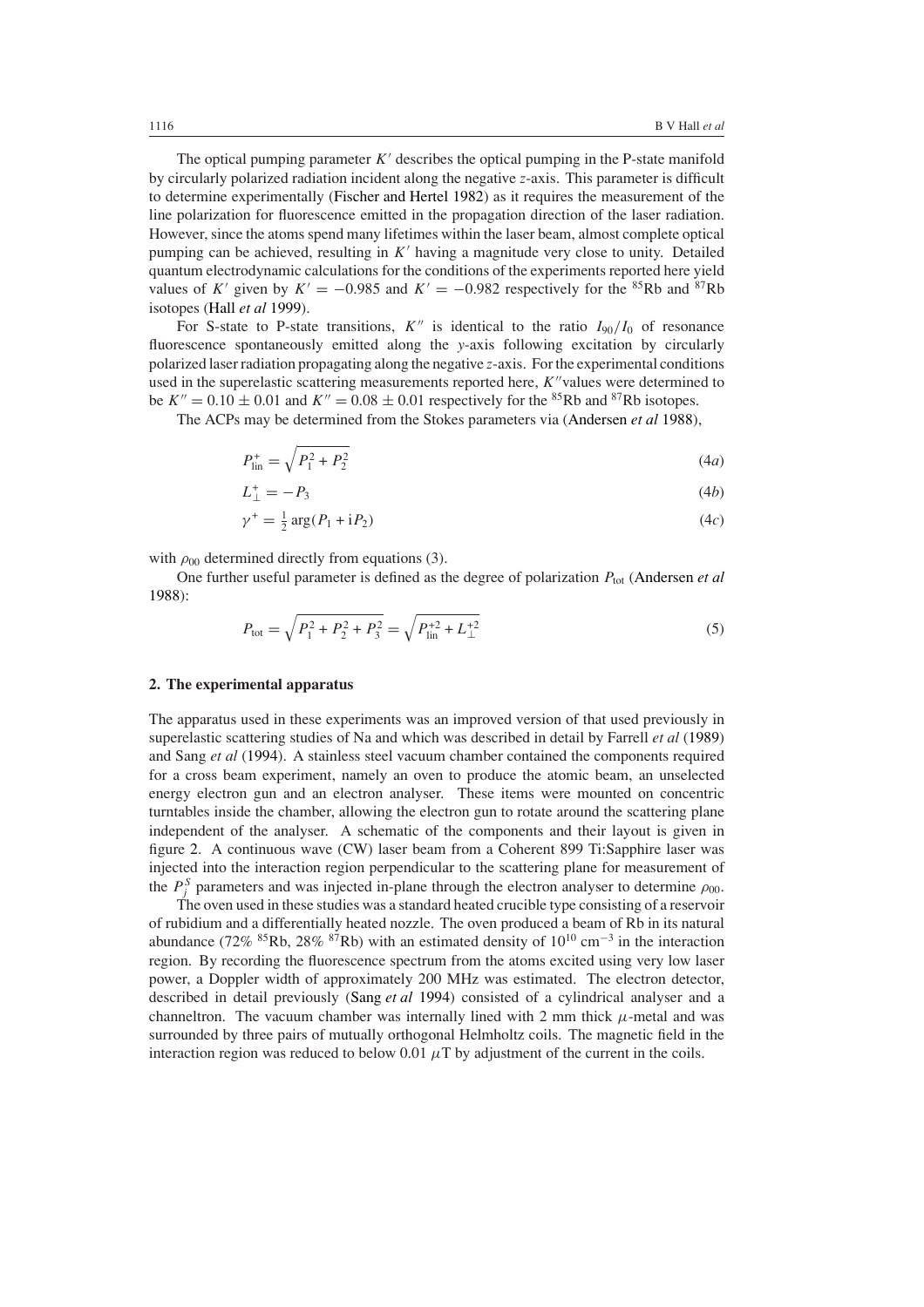The optical pumping parameter $K'$ describes the optical pumping in the P-state manifold by circularly polarized radiation incident along the negative $z$-axis. This parameter is difficult to determine experimentally (Fischer and Hertel 1982) as it requires the measurement of the line polarization for fluorescence emitted in the propagation direction of the laser radiation. However, since the atoms spend many lifetimes within the laser beam, almost complete optical pumping can be achieved, resulting in $K'$ having a magnitude very close to unity. Detailed quantum electrodynamic calculations for the conditions of the experiments reported here yield values of $K'$ given by $K' = -0.985$ and $K' = -0.982$ respectively for the $^{85}$Rb and $^{87}$Rb isotopes (Hall *et al* 1999).

For S-state to P-state transitions, $K''$ is identical to the ratio $I_{90}/I_0$ of resonance fluorescence spontaneously emitted along the $y$-axis following excitation by circularly polarized laser radiation propagating along the negative $z$-axis. For the experimental conditions used in the superelastic scattering measurements reported here, $K''$values were determined to be $K'' = 0.10 \pm 0.01$ and $K'' = 0.08 \pm 0.01$ respectively for the $^{85}$Rb and $^{87}$Rb isotopes.

The ACPs may be determined from the Stokes parameters via (Andersen *et al* 1988),

$$P_{\text{lin}}^{+} = \sqrt{P_1^2 + P_2^2} \tag{4a}$$

$$L_{\perp}^{+} = -P_3 \tag{4b}$$

$$\gamma^{+} = \tfrac{1}{2}\arg(P_1 + \mathrm{i}P_2) \tag{4c}$$

with $\rho_{00}$ determined directly from equations (3).

One further useful parameter is defined as the degree of polarization $P_{\text{tot}}$ (Andersen *et al* 1988):

$$P_{\text{tot}} = \sqrt{P_1^2 + P_2^2 + P_3^2} = \sqrt{P_{\text{lin}}^{+2} + L_{\perp}^{+2}} \tag{5}$$

## 2. The experimental apparatus

The apparatus used in these experiments was an improved version of that used previously in superelastic scattering studies of Na and which was described in detail by Farrell *et al* (1989) and Sang *et al* (1994). A stainless steel vacuum chamber contained the components required for a cross beam experiment, namely an oven to produce the atomic beam, an unselected energy electron gun and an electron analyser. These items were mounted on concentric turntables inside the chamber, allowing the electron gun to rotate around the scattering plane independent of the analyser. A schematic of the components and their layout is given in figure 2. A continuous wave (CW) laser beam from a Coherent 899 Ti:Sapphire laser was injected into the interaction region perpendicular to the scattering plane for measurement of the $P_j^S$ parameters and was injected in-plane through the electron analyser to determine $\rho_{00}$.

The oven used in these studies was a standard heated crucible type consisting of a reservoir of rubidium and a differentially heated nozzle. The oven produced a beam of Rb in its natural abundance (72% $^{85}$Rb, 28% $^{87}$Rb) with an estimated density of $10^{10}$ cm$^{-3}$ in the interaction region. By recording the fluorescence spectrum from the atoms excited using very low laser power, a Doppler width of approximately 200 MHz was estimated. The electron detector, described in detail previously (Sang *et al* 1994) consisted of a cylindrical analyser and a channeltron. The vacuum chamber was internally lined with 2 mm thick $\mu$-metal and was surrounded by three pairs of mutually orthogonal Helmholtz coils. The magnetic field in the interaction region was reduced to below 0.01 $\mu$T by adjustment of the current in the coils.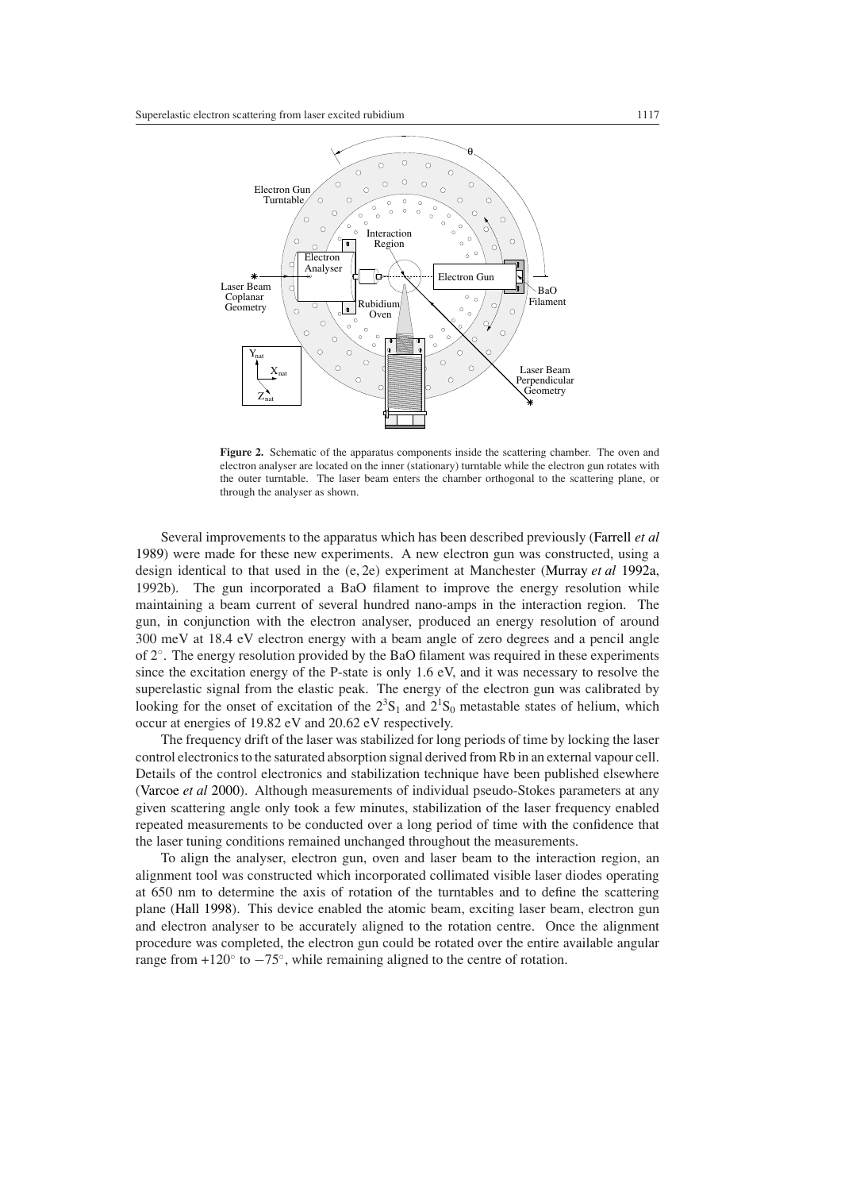**Figure 2.** Schematic of the apparatus components inside the scattering chamber. The oven and electron analyser are located on the inner (stationary) turntable while the electron gun rotates with the outer turntable. The laser beam enters the chamber orthogonal to the scattering plane, or through the analyser as shown.

Several improvements to the apparatus which has been described previously (Farrell *et al* 1989) were made for these new experiments. A new electron gun was constructed, using a design identical to that used in the (e, 2e) experiment at Manchester (Murray *et al* 1992a, 1992b). The gun incorporated a BaO filament to improve the energy resolution while maintaining a beam current of several hundred nano-amps in the interaction region. The gun, in conjunction with the electron analyser, produced an energy resolution of around 300 meV at 18.4 eV electron energy with a beam angle of zero degrees and a pencil angle of $2^{\circ}$. The energy resolution provided by the BaO filament was required in these experiments since the excitation energy of the P-state is only 1.6 eV, and it was necessary to resolve the superelastic signal from the elastic peak. The energy of the electron gun was calibrated by looking for the onset of excitation of the $2^3S_1$ and $2^1S_0$ metastable states of helium, which occur at energies of 19.82 eV and 20.62 eV respectively.

The frequency drift of the laser was stabilized for long periods of time by locking the laser control electronics to the saturated absorption signal derived from Rb in an external vapour cell. Details of the control electronics and stabilization technique have been published elsewhere (Varcoe *et al* 2000). Although measurements of individual pseudo-Stokes parameters at any given scattering angle only took a few minutes, stabilization of the laser frequency enabled repeated measurements to be conducted over a long period of time with the confidence that the laser tuning conditions remained unchanged throughout the measurements.

To align the analyser, electron gun, oven and laser beam to the interaction region, an alignment tool was constructed which incorporated collimated visible laser diodes operating at 650 nm to determine the axis of rotation of the turntables and to define the scattering plane (Hall 1998). This device enabled the atomic beam, exciting laser beam, electron gun and electron analyser to be accurately aligned to the rotation centre. Once the alignment procedure was completed, the electron gun could be rotated over the entire available angular range from $+120^{\circ}$ to $-75^{\circ}$, while remaining aligned to the centre of rotation.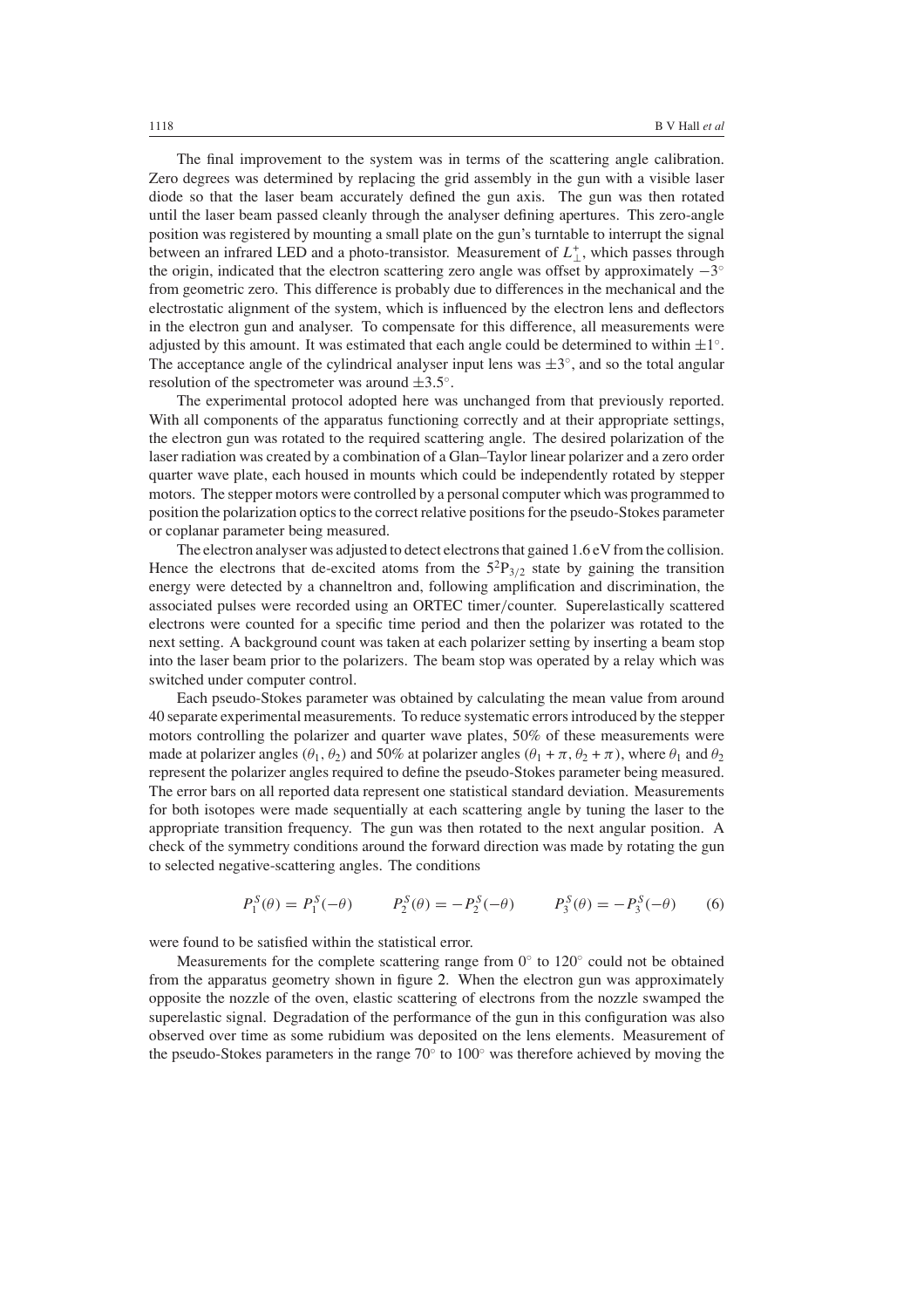The final improvement to the system was in terms of the scattering angle calibration. Zero degrees was determined by replacing the grid assembly in the gun with a visible laser diode so that the laser beam accurately defined the gun axis. The gun was then rotated until the laser beam passed cleanly through the analyser defining apertures. This zero-angle position was registered by mounting a small plate on the gun's turntable to interrupt the signal between an infrared LED and a photo-transistor. Measurement of $L_{\perp}^{+}$, which passes through the origin, indicated that the electron scattering zero angle was offset by approximately $-3^{\circ}$ from geometric zero. This difference is probably due to differences in the mechanical and the electrostatic alignment of the system, which is influenced by the electron lens and deflectors in the electron gun and analyser. To compensate for this difference, all measurements were adjusted by this amount. It was estimated that each angle could be determined to within $\pm 1^{\circ}$. The acceptance angle of the cylindrical analyser input lens was $\pm 3^{\circ}$, and so the total angular resolution of the spectrometer was around $\pm 3.5^{\circ}$.

The experimental protocol adopted here was unchanged from that previously reported. With all components of the apparatus functioning correctly and at their appropriate settings, the electron gun was rotated to the required scattering angle. The desired polarization of the laser radiation was created by a combination of a Glan–Taylor linear polarizer and a zero order quarter wave plate, each housed in mounts which could be independently rotated by stepper motors. The stepper motors were controlled by a personal computer which was programmed to position the polarization optics to the correct relative positions for the pseudo-Stokes parameter or coplanar parameter being measured.

The electron analyser was adjusted to detect electrons that gained 1.6 eV from the collision. Hence the electrons that de-excited atoms from the $5^2P_{3/2}$ state by gaining the transition energy were detected by a channeltron and, following amplification and discrimination, the associated pulses were recorded using an ORTEC timer/counter. Superelastically scattered electrons were counted for a specific time period and then the polarizer was rotated to the next setting. A background count was taken at each polarizer setting by inserting a beam stop into the laser beam prior to the polarizers. The beam stop was operated by a relay which was switched under computer control.

Each pseudo-Stokes parameter was obtained by calculating the mean value from around 40 separate experimental measurements. To reduce systematic errors introduced by the stepper motors controlling the polarizer and quarter wave plates, 50% of these measurements were made at polarizer angles $(\theta_1, \theta_2)$ and 50% at polarizer angles $(\theta_1 + \pi, \theta_2 + \pi)$, where $\theta_1$ and $\theta_2$ represent the polarizer angles required to define the pseudo-Stokes parameter being measured. The error bars on all reported data represent one statistical standard deviation. Measurements for both isotopes were made sequentially at each scattering angle by tuning the laser to the appropriate transition frequency. The gun was then rotated to the next angular position. A check of the symmetry conditions around the forward direction was made by rotating the gun to selected negative-scattering angles. The conditions

$$P_1^S(\theta) = P_1^S(-\theta) \qquad P_2^S(\theta) = -P_2^S(-\theta) \qquad P_3^S(\theta) = -P_3^S(-\theta) \tag{6}$$

were found to be satisfied within the statistical error.

Measurements for the complete scattering range from $0^{\circ}$ to $120^{\circ}$ could not be obtained from the apparatus geometry shown in figure 2. When the electron gun was approximately opposite the nozzle of the oven, elastic scattering of electrons from the nozzle swamped the superelastic signal. Degradation of the performance of the gun in this configuration was also observed over time as some rubidium was deposited on the lens elements. Measurement of the pseudo-Stokes parameters in the range $70^{\circ}$ to $100^{\circ}$ was therefore achieved by moving the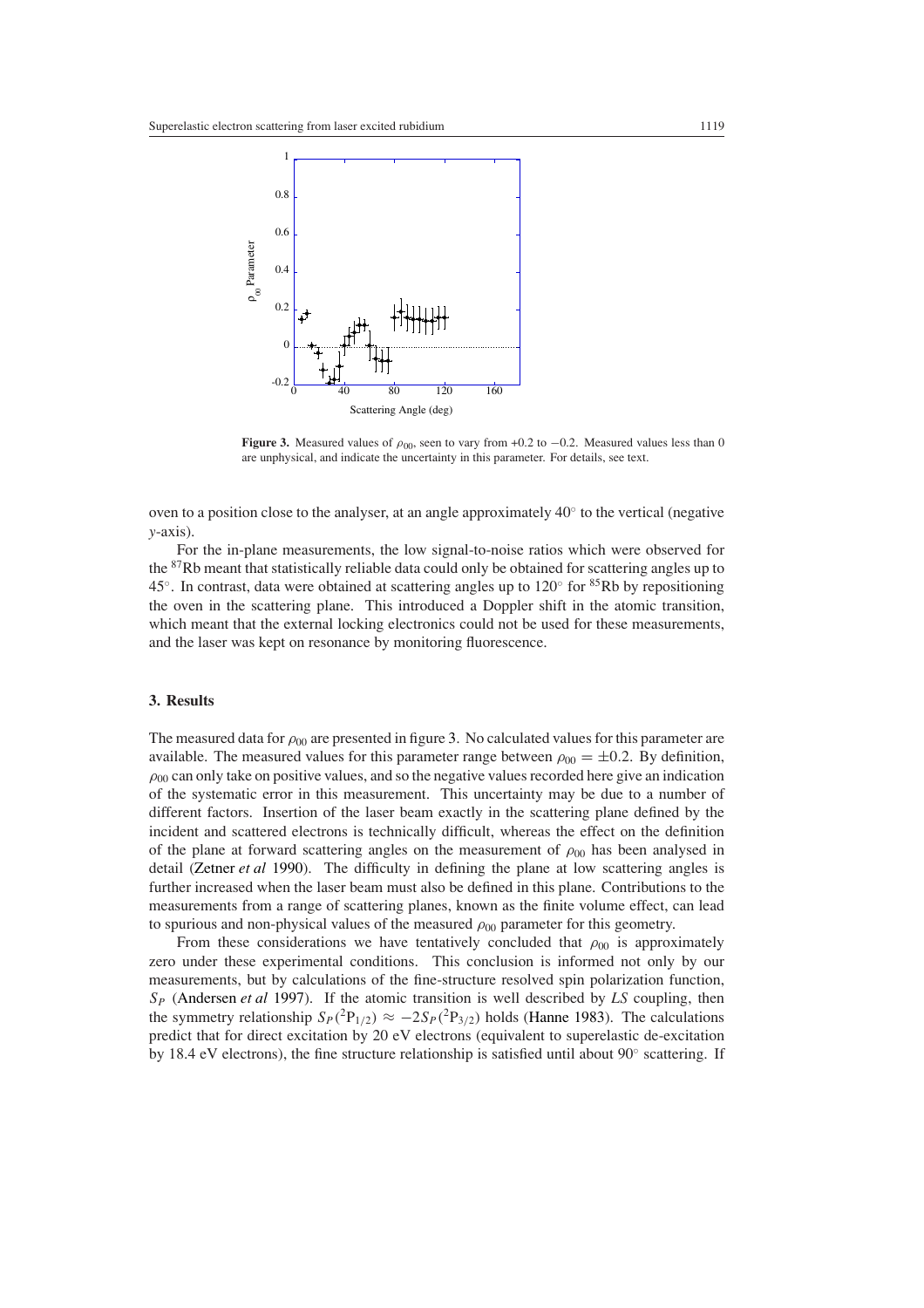**Figure 3.** Measured values of $\rho_{00}$, seen to vary from +0.2 to −0.2. Measured values less than 0 are unphysical, and indicate the uncertainty in this parameter. For details, see text.

oven to a position close to the analyser, at an angle approximately 40° to the vertical (negative $y$-axis).

For the in-plane measurements, the low signal-to-noise ratios which were observed for the $^{87}$Rb meant that statistically reliable data could only be obtained for scattering angles up to 45°. In contrast, data were obtained at scattering angles up to 120° for $^{85}$Rb by repositioning the oven in the scattering plane. This introduced a Doppler shift in the atomic transition, which meant that the external locking electronics could not be used for these measurements, and the laser was kept on resonance by monitoring fluorescence.

## 3. Results

The measured data for $\rho_{00}$ are presented in figure 3. No calculated values for this parameter are available. The measured values for this parameter range between $\rho_{00} = \pm 0.2$. By definition, $\rho_{00}$ can only take on positive values, and so the negative values recorded here give an indication of the systematic error in this measurement. This uncertainty may be due to a number of different factors. Insertion of the laser beam exactly in the scattering plane defined by the incident and scattered electrons is technically difficult, whereas the effect on the definition of the plane at forward scattering angles on the measurement of $\rho_{00}$ has been analysed in detail (Zetner *et al* 1990). The difficulty in defining the plane at low scattering angles is further increased when the laser beam must also be defined in this plane. Contributions to the measurements from a range of scattering planes, known as the finite volume effect, can lead to spurious and non-physical values of the measured $\rho_{00}$ parameter for this geometry.

From these considerations we have tentatively concluded that $\rho_{00}$ is approximately zero under these experimental conditions. This conclusion is informed not only by our measurements, but by calculations of the fine-structure resolved spin polarization function, $S_P$ (Andersen *et al* 1997). If the atomic transition is well described by *LS* coupling, then the symmetry relationship $S_P(^2\mathrm{P}_{1/2}) \approx -2S_P(^2\mathrm{P}_{3/2})$ holds (Hanne 1983). The calculations predict that for direct excitation by 20 eV electrons (equivalent to superelastic de-excitation by 18.4 eV electrons), the fine structure relationship is satisfied until about 90° scattering. If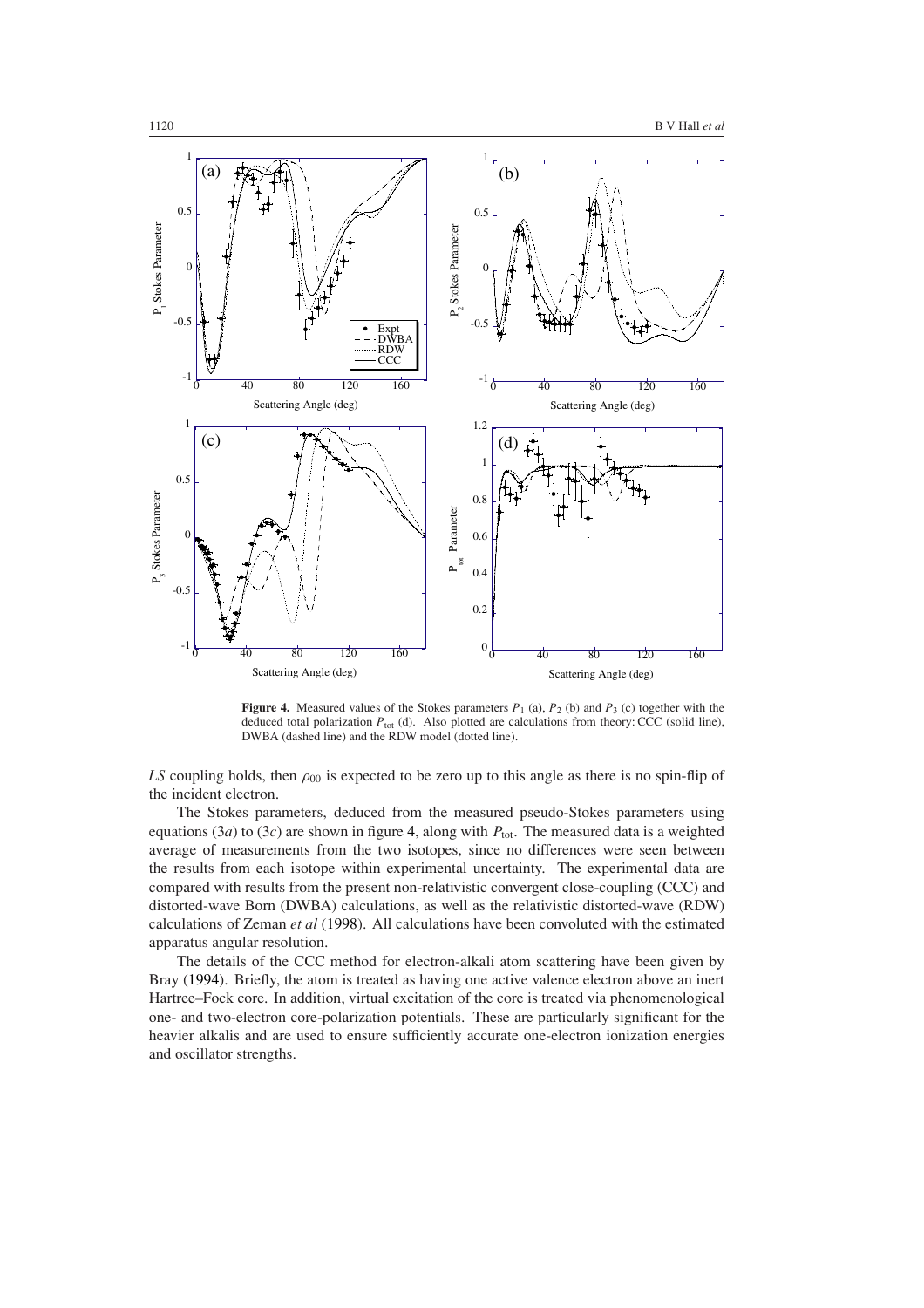**Figure 4.** Measured values of the Stokes parameters $P_1$ (a), $P_2$ (b) and $P_3$ (c) together with the deduced total polarization $P_{tot}$ (d). Also plotted are calculations from theory: CCC (solid line), DWBA (dashed line) and the RDW model (dotted line).

*LS* coupling holds, then $\rho_{00}$ is expected to be zero up to this angle as there is no spin-flip of the incident electron.

The Stokes parameters, deduced from the measured pseudo-Stokes parameters using equations (3*a*) to (3*c*) are shown in figure 4, along with $P_{tot}$. The measured data is a weighted average of measurements from the two isotopes, since no differences were seen between the results from each isotope within experimental uncertainty. The experimental data are compared with results from the present non-relativistic convergent close-coupling (CCC) and distorted-wave Born (DWBA) calculations, as well as the relativistic distorted-wave (RDW) calculations of Zeman *et al* (1998). All calculations have been convoluted with the estimated apparatus angular resolution.

The details of the CCC method for electron-alkali atom scattering have been given by Bray (1994). Briefly, the atom is treated as having one active valence electron above an inert Hartree–Fock core. In addition, virtual excitation of the core is treated via phenomenological one- and two-electron core-polarization potentials. These are particularly significant for the heavier alkalis and are used to ensure sufficiently accurate one-electron ionization energies and oscillator strengths.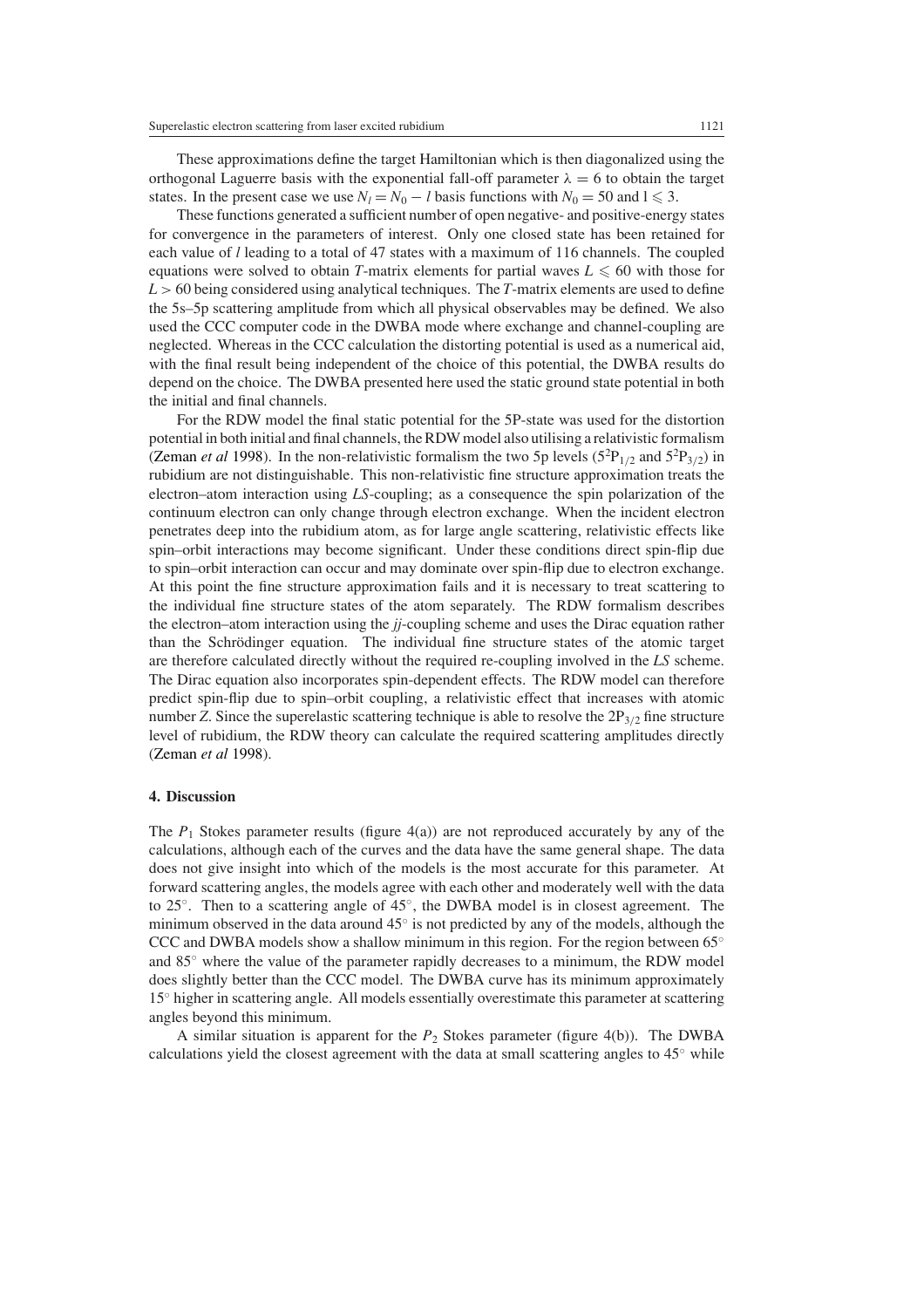These approximations define the target Hamiltonian which is then diagonalized using the orthogonal Laguerre basis with the exponential fall-off parameter $\lambda = 6$ to obtain the target states. In the present case we use $N_l = N_0 - l$ basis functions with $N_0 = 50$ and $l \leqslant 3$.

These functions generated a sufficient number of open negative- and positive-energy states for convergence in the parameters of interest. Only one closed state has been retained for each value of $l$ leading to a total of 47 states with a maximum of 116 channels. The coupled equations were solved to obtain $T$-matrix elements for partial waves $L \leqslant 60$ with those for $L > 60$ being considered using analytical techniques. The $T$-matrix elements are used to define the 5s–5p scattering amplitude from which all physical observables may be defined. We also used the CCC computer code in the DWBA mode where exchange and channel-coupling are neglected. Whereas in the CCC calculation the distorting potential is used as a numerical aid, with the final result being independent of the choice of this potential, the DWBA results do depend on the choice. The DWBA presented here used the static ground state potential in both the initial and final channels.

For the RDW model the final static potential for the 5P-state was used for the distortion potential in both initial and final channels, the RDW model also utilising a relativistic formalism (Zeman *et al* 1998). In the non-relativistic formalism the two 5p levels ($5^2P_{1/2}$ and $5^2P_{3/2}$) in rubidium are not distinguishable. This non-relativistic fine structure approximation treats the electron–atom interaction using *LS*-coupling; as a consequence the spin polarization of the continuum electron can only change through electron exchange. When the incident electron penetrates deep into the rubidium atom, as for large angle scattering, relativistic effects like spin–orbit interactions may become significant. Under these conditions direct spin-flip due to spin–orbit interaction can occur and may dominate over spin-flip due to electron exchange. At this point the fine structure approximation fails and it is necessary to treat scattering to the individual fine structure states of the atom separately. The RDW formalism describes the electron–atom interaction using the *jj*-coupling scheme and uses the Dirac equation rather than the Schrödinger equation. The individual fine structure states of the atomic target are therefore calculated directly without the required re-coupling involved in the *LS* scheme. The Dirac equation also incorporates spin-dependent effects. The RDW model can therefore predict spin-flip due to spin–orbit coupling, a relativistic effect that increases with atomic number $Z$. Since the superelastic scattering technique is able to resolve the $2P_{3/2}$ fine structure level of rubidium, the RDW theory can calculate the required scattering amplitudes directly (Zeman *et al* 1998).

## 4. Discussion

The $P_1$ Stokes parameter results (figure 4(a)) are not reproduced accurately by any of the calculations, although each of the curves and the data have the same general shape. The data does not give insight into which of the models is the most accurate for this parameter. At forward scattering angles, the models agree with each other and moderately well with the data to 25°. Then to a scattering angle of 45°, the DWBA model is in closest agreement. The minimum observed in the data around 45° is not predicted by any of the models, although the CCC and DWBA models show a shallow minimum in this region. For the region between 65° and 85° where the value of the parameter rapidly decreases to a minimum, the RDW model does slightly better than the CCC model. The DWBA curve has its minimum approximately 15° higher in scattering angle. All models essentially overestimate this parameter at scattering angles beyond this minimum.

A similar situation is apparent for the $P_2$ Stokes parameter (figure 4(b)). The DWBA calculations yield the closest agreement with the data at small scattering angles to 45° while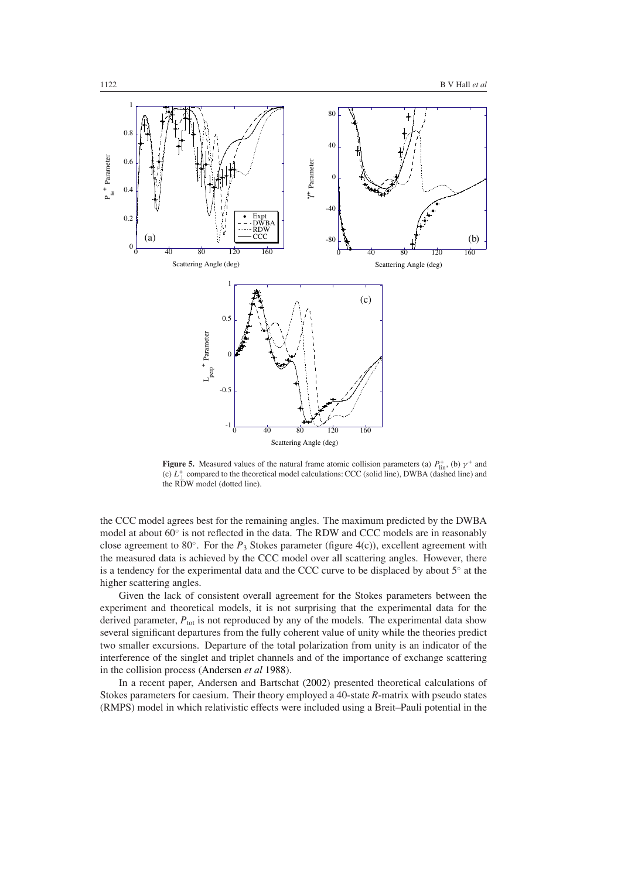**Figure 5.** Measured values of the natural frame atomic collision parameters (a) $P_{\mathrm{lin}}^{+}$, (b) $\gamma^{+}$ and (c) $L_{\perp}^{+}$ compared to the theoretical model calculations: CCC (solid line), DWBA (dashed line) and the RDW model (dotted line).

the CCC model agrees best for the remaining angles. The maximum predicted by the DWBA model at about 60° is not reflected in the data. The RDW and CCC models are in reasonably close agreement to 80°. For the $P_3$ Stokes parameter (figure 4(c)), excellent agreement with the measured data is achieved by the CCC model over all scattering angles. However, there is a tendency for the experimental data and the CCC curve to be displaced by about 5° at the higher scattering angles.

Given the lack of consistent overall agreement for the Stokes parameters between the experiment and theoretical models, it is not surprising that the experimental data for the derived parameter, $P_{\mathrm{tot}}$ is not reproduced by any of the models. The experimental data show several significant departures from the fully coherent value of unity while the theories predict two smaller excursions. Departure of the total polarization from unity is an indicator of the interference of the singlet and triplet channels and of the importance of exchange scattering in the collision process (Andersen *et al* 1988).

In a recent paper, Andersen and Bartschat (2002) presented theoretical calculations of Stokes parameters for caesium. Their theory employed a 40-state *R*-matrix with pseudo states (RMPS) model in which relativistic effects were included using a Breit–Pauli potential in the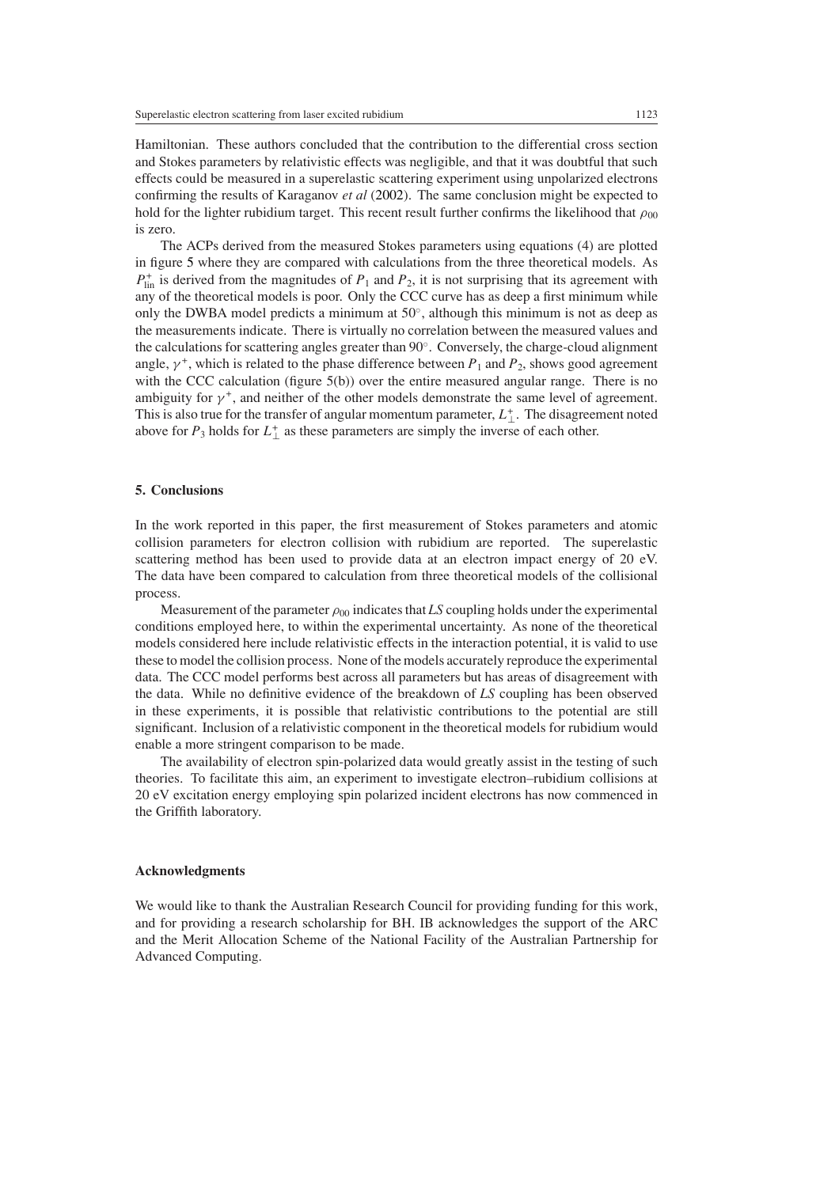Hamiltonian. These authors concluded that the contribution to the differential cross section and Stokes parameters by relativistic effects was negligible, and that it was doubtful that such effects could be measured in a superelastic scattering experiment using unpolarized electrons confirming the results of Karaganov *et al* (2002). The same conclusion might be expected to hold for the lighter rubidium target. This recent result further confirms the likelihood that $\rho_{00}$ is zero.

The ACPs derived from the measured Stokes parameters using equations (4) are plotted in figure 5 where they are compared with calculations from the three theoretical models. As $P^{+}_{\text{lin}}$ is derived from the magnitudes of $P_1$ and $P_2$, it is not surprising that its agreement with any of the theoretical models is poor. Only the CCC curve has as deep a first minimum while only the DWBA model predicts a minimum at $50^{\circ}$, although this minimum is not as deep as the measurements indicate. There is virtually no correlation between the measured values and the calculations for scattering angles greater than $90^{\circ}$. Conversely, the charge-cloud alignment angle, $\gamma^{+}$, which is related to the phase difference between $P_1$ and $P_2$, shows good agreement with the CCC calculation (figure 5(b)) over the entire measured angular range. There is no ambiguity for $\gamma^{+}$, and neither of the other models demonstrate the same level of agreement. This is also true for the transfer of angular momentum parameter, $L^{+}_{\perp}$. The disagreement noted above for $P_3$ holds for $L^{+}_{\perp}$ as these parameters are simply the inverse of each other.

## 5. Conclusions

In the work reported in this paper, the first measurement of Stokes parameters and atomic collision parameters for electron collision with rubidium are reported. The superelastic scattering method has been used to provide data at an electron impact energy of 20 eV. The data have been compared to calculation from three theoretical models of the collisional process.

Measurement of the parameter $\rho_{00}$ indicates that *LS* coupling holds under the experimental conditions employed here, to within the experimental uncertainty. As none of the theoretical models considered here include relativistic effects in the interaction potential, it is valid to use these to model the collision process. None of the models accurately reproduce the experimental data. The CCC model performs best across all parameters but has areas of disagreement with the data. While no definitive evidence of the breakdown of *LS* coupling has been observed in these experiments, it is possible that relativistic contributions to the potential are still significant. Inclusion of a relativistic component in the theoretical models for rubidium would enable a more stringent comparison to be made.

The availability of electron spin-polarized data would greatly assist in the testing of such theories. To facilitate this aim, an experiment to investigate electron–rubidium collisions at 20 eV excitation energy employing spin polarized incident electrons has now commenced in the Griffith laboratory.

## Acknowledgments

We would like to thank the Australian Research Council for providing funding for this work, and for providing a research scholarship for BH. IB acknowledges the support of the ARC and the Merit Allocation Scheme of the National Facility of the Australian Partnership for Advanced Computing.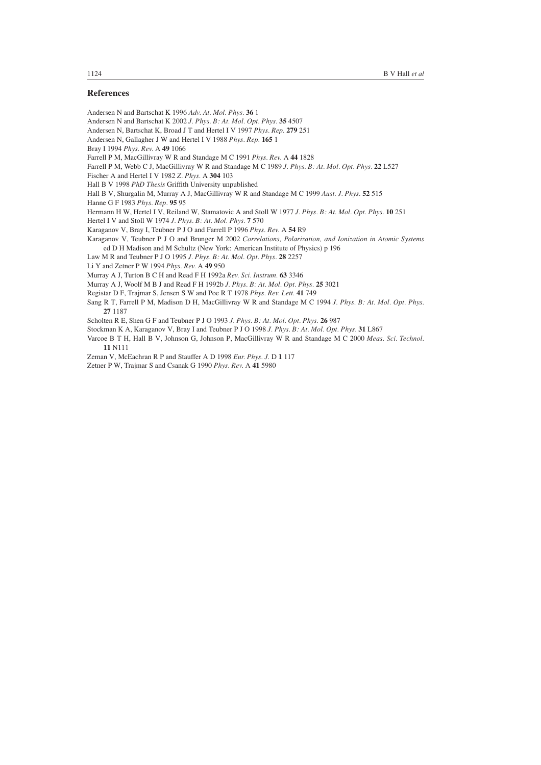## References

Andersen N and Bartschat K 1996 *Adv. At. Mol. Phys.* **36** 1

Andersen N and Bartschat K 2002 *J. Phys. B: At. Mol. Opt. Phys.* **35** 4507

Andersen N, Bartschat K, Broad J T and Hertel I V 1997 *Phys. Rep.* **279** 251

Andersen N, Gallagher J W and Hertel I V 1988 *Phys. Rep.* **165** 1

Bray I 1994 *Phys. Rev.* A **49** 1066

Farrell P M, MacGillivray W R and Standage M C 1991 *Phys. Rev.* A **44** 1828

Farrell P M, Webb C J, MacGillivray W R and Standage M C 1989 *J. Phys. B: At. Mol. Opt. Phys.* **22** L527

Fischer A and Hertel I V 1982 *Z. Phys.* A **304** 103

Hall B V 1998 *PhD Thesis* Griffith University unpublished

Hall B V, Shurgalin M, Murray A J, MacGillivray W R and Standage M C 1999 *Aust. J. Phys.* **52** 515

Hanne G F 1983 *Phys. Rep.* **95** 95

Hermann H W, Hertel I V, Reiland W, Stamatovic A and Stoll W 1977 *J. Phys. B: At. Mol. Opt. Phys.* **10** 251

Hertel I V and Stoll W 1974 *J. Phys. B: At. Mol. Phys.* **7** 570

Karaganov V, Bray I, Teubner P J O and Farrell P 1996 *Phys. Rev.* A **54** R9

Karaganov V, Teubner P J O and Brunger M 2002 *Correlations, Polarization, and Ionization in Atomic Systems* ed D H Madison and M Schultz (New York: American Institute of Physics) p 196

Law M R and Teubner P J O 1995 *J. Phys. B: At. Mol. Opt. Phys.* **28** 2257

Li Y and Zetner P W 1994 *Phys. Rev.* A **49** 950

Murray A J, Turton B C H and Read F H 1992a *Rev. Sci. Instrum.* **63** 3346

Murray A J, Woolf M B J and Read F H 1992b *J. Phys. B: At. Mol. Opt. Phys.* **25** 3021

Registar D F, Trajmar S, Jensen S W and Poe R T 1978 *Phys. Rev. Lett.* **41** 749

Sang R T, Farrell P M, Madison D H, MacGillivray W R and Standage M C 1994 *J. Phys. B: At. Mol. Opt. Phys.* **27** 1187

Scholten R E, Shen G F and Teubner P J O 1993 *J. Phys. B: At. Mol. Opt. Phys.* **26** 987

Stockman K A, Karaganov V, Bray I and Teubner P J O 1998 *J. Phys. B: At. Mol. Opt. Phys.* **31** L867

Varcoe B T H, Hall B V, Johnson G, Johnson P, MacGillivray W R and Standage M C 2000 *Meas. Sci. Technol.* **11** N111

Zeman V, McEachran R P and Stauffer A D 1998 *Eur. Phys. J.* D **1** 117

Zetner P W, Trajmar S and Csanak G 1990 *Phys. Rev.* A **41** 5980